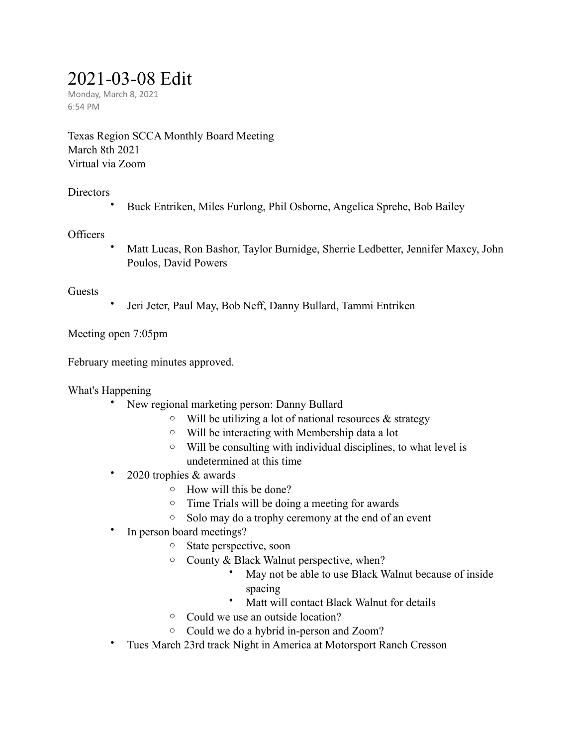# 2021-03-08 Edit

Monday, March 8, 2021
6:54 PM

Texas Region SCCA Monthly Board Meeting
March 8th 2021
Virtual via Zoom

Directors

- Buck Entriken, Miles Furlong, Phil Osborne, Angelica Sprehe, Bob Bailey

Officers

- Matt Lucas, Ron Bashor, Taylor Burnidge, Sherrie Ledbetter, Jennifer Maxcy, John Poulos, David Powers

Guests

- Jeri Jeter, Paul May, Bob Neff, Danny Bullard, Tammi Entriken

Meeting open 7:05pm

February meeting minutes approved.

What's Happening

- New regional marketing person: Danny Bullard
  - Will be utilizing a lot of national resources & strategy
  - Will be interacting with Membership data a lot
  - Will be consulting with individual disciplines, to what level is undetermined at this time
- 2020 trophies & awards
  - How will this be done?
  - Time Trials will be doing a meeting for awards
  - Solo may do a trophy ceremony at the end of an event
- In person board meetings?
  - State perspective, soon
  - County & Black Walnut perspective, when?
    - May not be able to use Black Walnut because of inside spacing
    - Matt will contact Black Walnut for details
  - Could we use an outside location?
  - Could we do a hybrid in-person and Zoom?
- Tues March 23rd track Night in America at Motorsport Ranch Cresson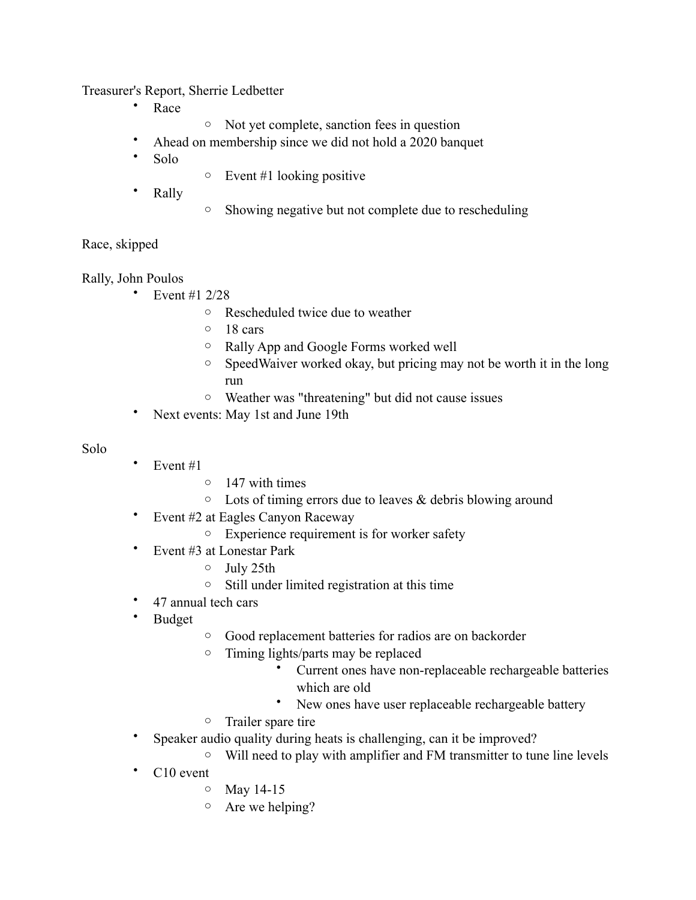Treasurer's Report, Sherrie Ledbetter

- Race
    - Not yet complete, sanction fees in question
- Ahead on membership since we did not hold a 2020 banquet
- Solo
    - Event #1 looking positive
- Rally
    - Showing negative but not complete due to rescheduling

Race, skipped

Rally, John Poulos

- Event #1 2/28
    - Rescheduled twice due to weather
    - 18 cars
    - Rally App and Google Forms worked well
    - SpeedWaiver worked okay, but pricing may not be worth it in the long run
    - Weather was "threatening" but did not cause issues
- Next events: May 1st and June 19th

Solo

- Event #1
    - 147 with times
    - Lots of timing errors due to leaves & debris blowing around
- Event #2 at Eagles Canyon Raceway
    - Experience requirement is for worker safety
- Event #3 at Lonestar Park
    - July 25th
    - Still under limited registration at this time
- 47 annual tech cars
- Budget
    - Good replacement batteries for radios are on backorder
    - Timing lights/parts may be replaced
        - Current ones have non-replaceable rechargeable batteries which are old
        - New ones have user replaceable rechargeable battery
    - Trailer spare tire
- Speaker audio quality during heats is challenging, can it be improved?
    - Will need to play with amplifier and FM transmitter to tune line levels
- C10 event
    - May 14-15
    - Are we helping?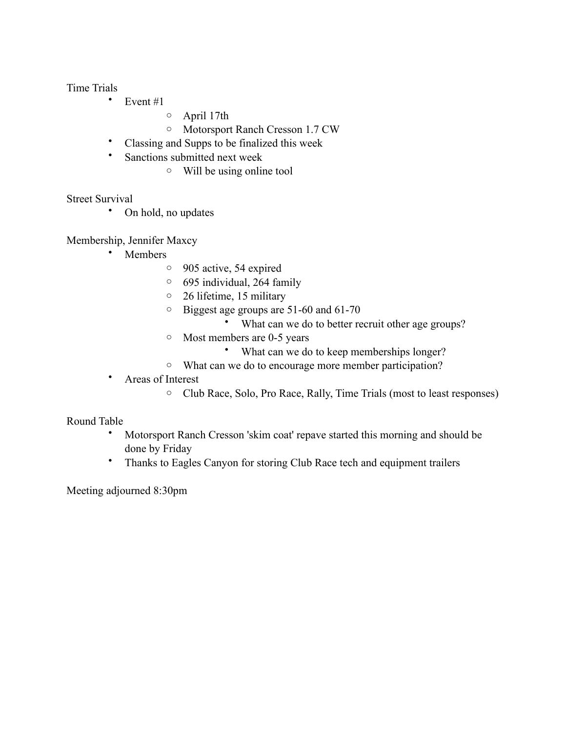Time Trials

- Event #1
  - April 17th
  - Motorsport Ranch Cresson 1.7 CW
- Classing and Supps to be finalized this week
- Sanctions submitted next week
  - Will be using online tool

Street Survival

- On hold, no updates

Membership, Jennifer Maxcy

- Members
  - 905 active, 54 expired
  - 695 individual, 264 family
  - 26 lifetime, 15 military
  - Biggest age groups are 51-60 and 61-70
    - What can we do to better recruit other age groups?
  - Most members are 0-5 years
    - What can we do to keep memberships longer?
  - What can we do to encourage more member participation?
- Areas of Interest
  - Club Race, Solo, Pro Race, Rally, Time Trials (most to least responses)

Round Table

- Motorsport Ranch Cresson 'skim coat' repave started this morning and should be done by Friday
- Thanks to Eagles Canyon for storing Club Race tech and equipment trailers

Meeting adjourned 8:30pm